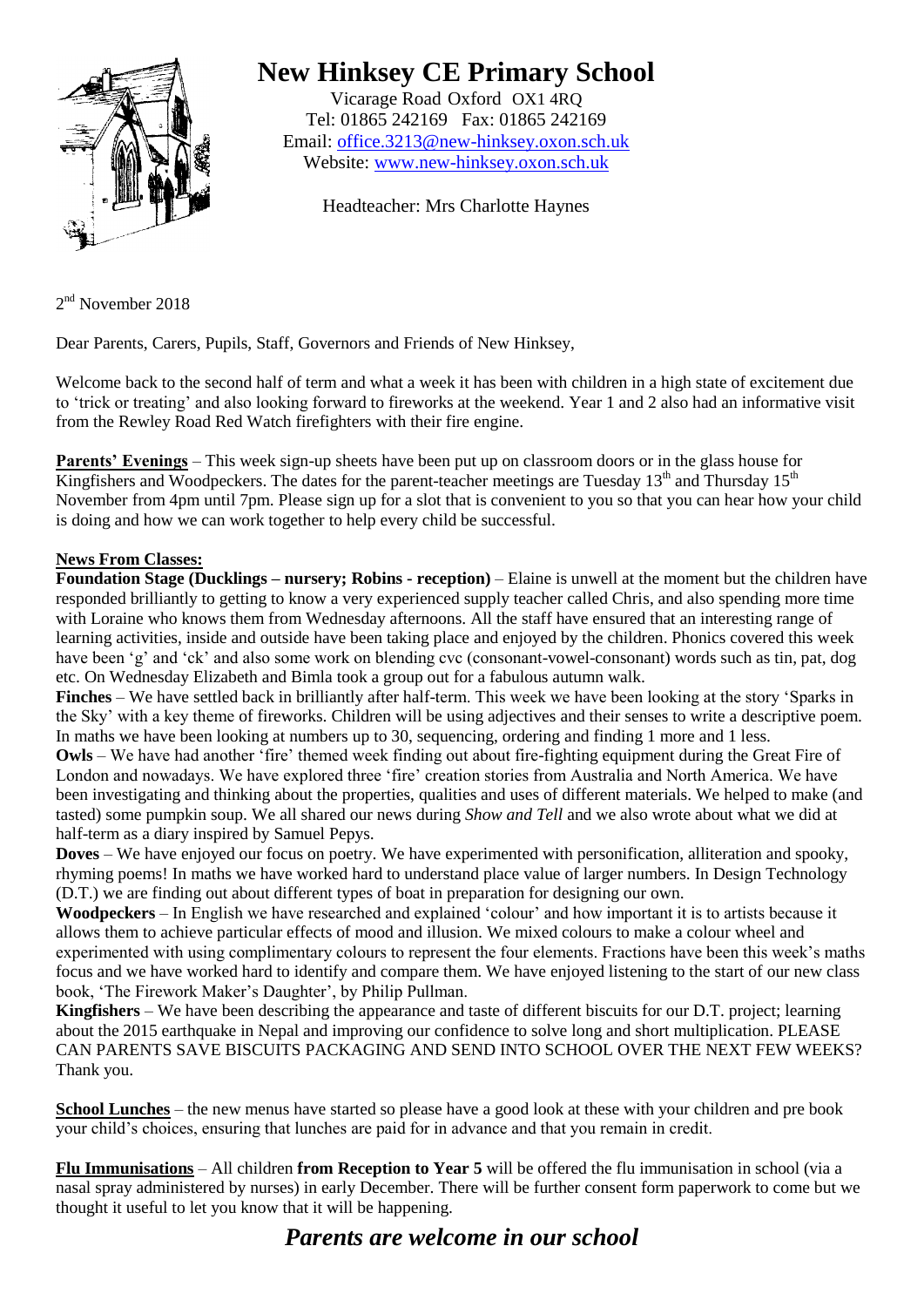# New Hinksey CE Primary School

Vicarage Road Oxford OX1 4RQ
Tel: 01865 242169 Fax: 01865 242169
Email: office.3213@new-hinksey.oxon.sch.uk
Website: www.new-hinksey.oxon.sch.uk

Headteacher: Mrs Charlotte Haynes

2nd November 2018

Dear Parents, Carers, Pupils, Staff, Governors and Friends of New Hinksey,

Welcome back to the second half of term and what a week it has been with children in a high state of excitement due to 'trick or treating' and also looking forward to fireworks at the weekend. Year 1 and 2 also had an informative visit from the Rewley Road Red Watch firefighters with their fire engine.

**Parents' Evenings** – This week sign-up sheets have been put up on classroom doors or in the glass house for Kingfishers and Woodpeckers. The dates for the parent-teacher meetings are Tuesday 13th and Thursday 15th November from 4pm until 7pm. Please sign up for a slot that is convenient to you so that you can hear how your child is doing and how we can work together to help every child be successful.

**News From Classes:**

**Foundation Stage (Ducklings – nursery; Robins - reception)** – Elaine is unwell at the moment but the children have responded brilliantly to getting to know a very experienced supply teacher called Chris, and also spending more time with Loraine who knows them from Wednesday afternoons. All the staff have ensured that an interesting range of learning activities, inside and outside have been taking place and enjoyed by the children. Phonics covered this week have been 'g' and 'ck' and also some work on blending cvc (consonant-vowel-consonant) words such as tin, pat, dog etc. On Wednesday Elizabeth and Bimla took a group out for a fabulous autumn walk.

**Finches** – We have settled back in brilliantly after half-term. This week we have been looking at the story 'Sparks in the Sky' with a key theme of fireworks. Children will be using adjectives and their senses to write a descriptive poem. In maths we have been looking at numbers up to 30, sequencing, ordering and finding 1 more and 1 less.

**Owls** – We have had another 'fire' themed week finding out about fire-fighting equipment during the Great Fire of London and nowadays. We have explored three 'fire' creation stories from Australia and North America. We have been investigating and thinking about the properties, qualities and uses of different materials. We helped to make (and tasted) some pumpkin soup. We all shared our news during *Show and Tell* and we also wrote about what we did at half-term as a diary inspired by Samuel Pepys.

**Doves** – We have enjoyed our focus on poetry. We have experimented with personification, alliteration and spooky, rhyming poems! In maths we have worked hard to understand place value of larger numbers. In Design Technology (D.T.) we are finding out about different types of boat in preparation for designing our own.

**Woodpeckers** – In English we have researched and explained 'colour' and how important it is to artists because it allows them to achieve particular effects of mood and illusion. We mixed colours to make a colour wheel and experimented with using complimentary colours to represent the four elements. Fractions have been this week's maths focus and we have worked hard to identify and compare them. We have enjoyed listening to the start of our new class book, 'The Firework Maker's Daughter', by Philip Pullman.

**Kingfishers** – We have been describing the appearance and taste of different biscuits for our D.T. project; learning about the 2015 earthquake in Nepal and improving our confidence to solve long and short multiplication. PLEASE CAN PARENTS SAVE BISCUITS PACKAGING AND SEND INTO SCHOOL OVER THE NEXT FEW WEEKS? Thank you.

**School Lunches** – the new menus have started so please have a good look at these with your children and pre book your child's choices, ensuring that lunches are paid for in advance and that you remain in credit.

**Flu Immunisations** – All children **from Reception to Year 5** will be offered the flu immunisation in school (via a nasal spray administered by nurses) in early December. There will be further consent form paperwork to come but we thought it useful to let you know that it will be happening.

***Parents are welcome in our school***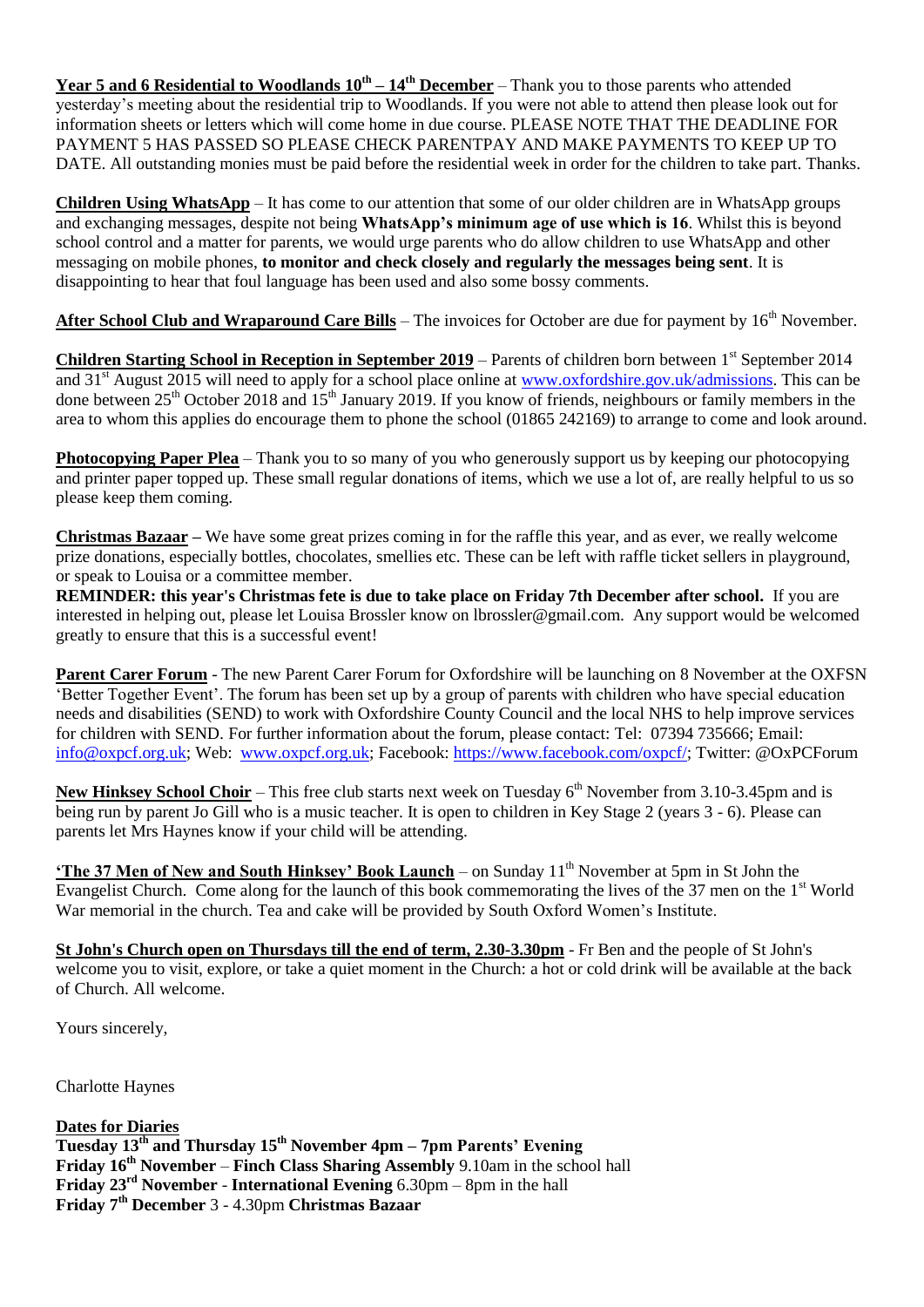**Year 5 and 6 Residential to Woodlands 10th – 14th December** – Thank you to those parents who attended yesterday's meeting about the residential trip to Woodlands. If you were not able to attend then please look out for information sheets or letters which will come home in due course. PLEASE NOTE THAT THE DEADLINE FOR PAYMENT 5 HAS PASSED SO PLEASE CHECK PARENTPAY AND MAKE PAYMENTS TO KEEP UP TO DATE. All outstanding monies must be paid before the residential week in order for the children to take part. Thanks.

**Children Using WhatsApp** – It has come to our attention that some of our older children are in WhatsApp groups and exchanging messages, despite not being **WhatsApp's minimum age of use which is 16**. Whilst this is beyond school control and a matter for parents, we would urge parents who do allow children to use WhatsApp and other messaging on mobile phones, **to monitor and check closely and regularly the messages being sent**. It is disappointing to hear that foul language has been used and also some bossy comments.

**After School Club and Wraparound Care Bills** – The invoices for October are due for payment by 16th November.

**Children Starting School in Reception in September 2019** – Parents of children born between 1st September 2014 and 31st August 2015 will need to apply for a school place online at www.oxfordshire.gov.uk/admissions. This can be done between 25th October 2018 and 15th January 2019. If you know of friends, neighbours or family members in the area to whom this applies do encourage them to phone the school (01865 242169) to arrange to come and look around.

**Photocopying Paper Plea** – Thank you to so many of you who generously support us by keeping our photocopying and printer paper topped up. These small regular donations of items, which we use a lot of, are really helpful to us so please keep them coming.

**Christmas Bazaar** – We have some great prizes coming in for the raffle this year, and as ever, we really welcome prize donations, especially bottles, chocolates, smellies etc. These can be left with raffle ticket sellers in playground, or speak to Louisa or a committee member.
**REMINDER: this year's Christmas fete is due to take place on Friday 7th December after school.** If you are interested in helping out, please let Louisa Brossler know on lbrossler@gmail.com. Any support would be welcomed greatly to ensure that this is a successful event!

**Parent Carer Forum** - The new Parent Carer Forum for Oxfordshire will be launching on 8 November at the OXFSN 'Better Together Event'. The forum has been set up by a group of parents with children who have special education needs and disabilities (SEND) to work with Oxfordshire County Council and the local NHS to help improve services for children with SEND. For further information about the forum, please contact: Tel: 07394 735666; Email: info@oxpcf.org.uk; Web: www.oxpcf.org.uk; Facebook: https://www.facebook.com/oxpcf/; Twitter: @OxPCForum

**New Hinksey School Choir** – This free club starts next week on Tuesday 6th November from 3.10-3.45pm and is being run by parent Jo Gill who is a music teacher. It is open to children in Key Stage 2 (years 3 - 6). Please can parents let Mrs Haynes know if your child will be attending.

**'The 37 Men of New and South Hinksey' Book Launch** – on Sunday 11th November at 5pm in St John the Evangelist Church. Come along for the launch of this book commemorating the lives of the 37 men on the 1st World War memorial in the church. Tea and cake will be provided by South Oxford Women's Institute.

**St John's Church open on Thursdays till the end of term, 2.30-3.30pm** - Fr Ben and the people of St John's welcome you to visit, explore, or take a quiet moment in the Church: a hot or cold drink will be available at the back of Church. All welcome.

Yours sincerely,

Charlotte Haynes

**Dates for Diaries**
**Tuesday 13th and Thursday 15th November 4pm – 7pm Parents' Evening**
**Friday 16th November** – **Finch Class Sharing Assembly** 9.10am in the school hall
**Friday 23rd November** - **International Evening** 6.30pm – 8pm in the hall
**Friday 7th December** 3 - 4.30pm **Christmas Bazaar**